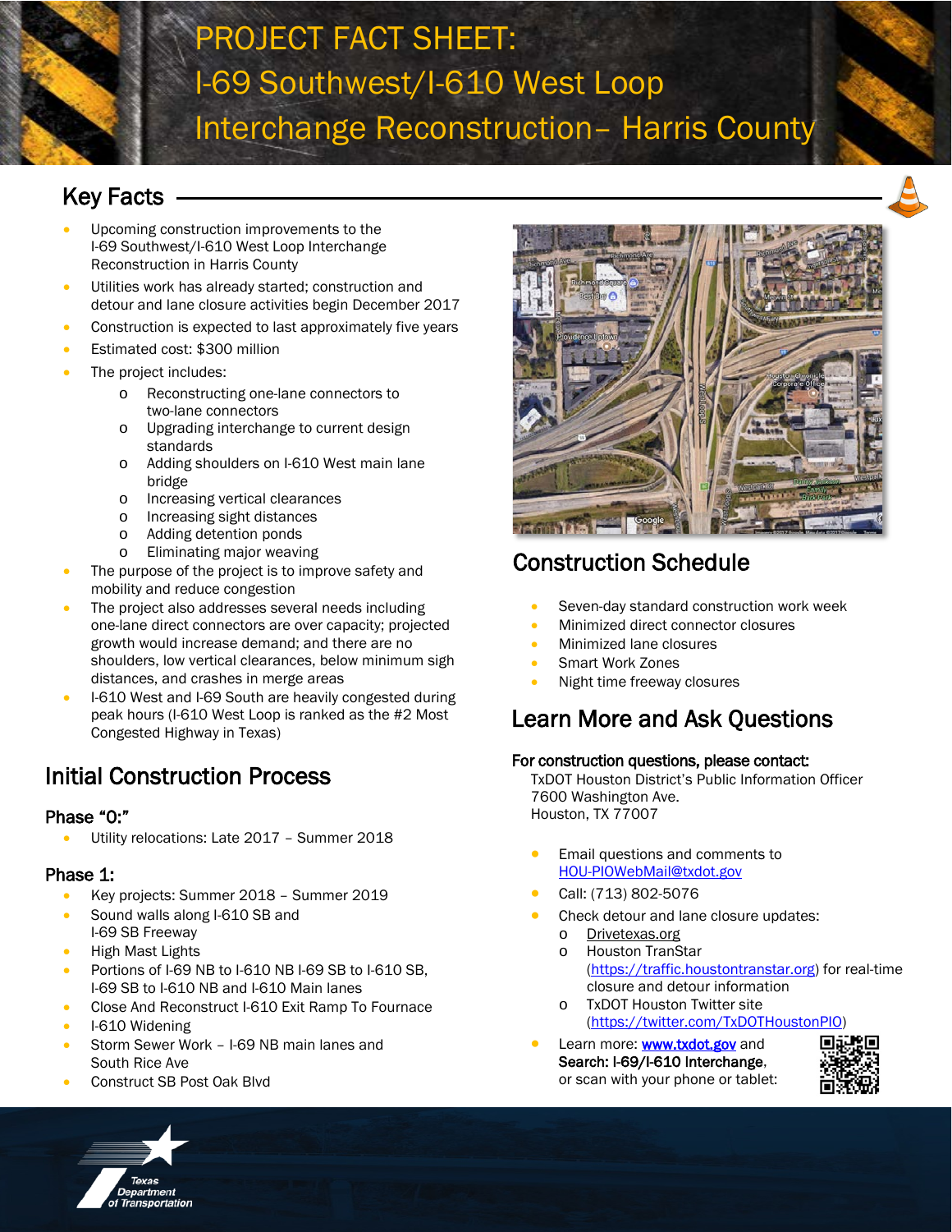# PROJECT FACT SHEET: I-69 Southwest/I-610 West Loop Interchange Reconstruction– Harris County

## Key Facts

- Upcoming construction improvements to the I-69 Southwest/I-610 West Loop Interchange Reconstruction in Harris County
- Utilities work has already started; construction and detour and lane closure activities begin December 2017
- Construction is expected to last approximately five years
- Estimated cost: $300 million
- The project includes:
  - Reconstructing one-lane connectors to two-lane connectors
  - Upgrading interchange to current design standards
  - Adding shoulders on I-610 West main lane bridge
  - Increasing vertical clearances
  - Increasing sight distances
  - Adding detention ponds
  - Eliminating major weaving
- The purpose of the project is to improve safety and mobility and reduce congestion
- The project also addresses several needs including one-lane direct connectors are over capacity; projected growth would increase demand; and there are no shoulders, low vertical clearances, below minimum sigh distances, and crashes in merge areas
- I-610 West and I-69 South are heavily congested during peak hours (I-610 West Loop is ranked as the #2 Most Congested Highway in Texas)

## Initial Construction Process

### Phase "0:"

- Utility relocations: Late 2017 – Summer 2018

### Phase 1:

- Key projects: Summer 2018 – Summer 2019
- Sound walls along I-610 SB and I-69 SB Freeway
- High Mast Lights
- Portions of I-69 NB to I-610 NB I-69 SB to I-610 SB, I-69 SB to I-610 NB and I-610 Main lanes
- Close And Reconstruct I-610 Exit Ramp To Fournace
- I-610 Widening
- Storm Sewer Work – I-69 NB main lanes and South Rice Ave
- Construct SB Post Oak Blvd

## Construction Schedule

- Seven-day standard construction work week
- Minimized direct connector closures
- Minimized lane closures
- Smart Work Zones
- Night time freeway closures

## Learn More and Ask Questions

**For construction questions, please contact:**

TxDOT Houston District's Public Information Officer
7600 Washington Ave.
Houston, TX 77007

- Email questions and comments to HOU-PIOWebMail@txdot.gov
- Call: (713) 802-5076
- Check detour and lane closure updates:
  - Drivetexas.org
  - Houston TranStar (https://traffic.houstontranstar.org) for real-time closure and detour information
  - TxDOT Houston Twitter site (https://twitter.com/TxDOTHoustonPIO)
- Learn more: **www.txdot.gov** and **Search: I-69/I-610 Interchange**, or scan with your phone or tablet:

Texas Department of Transportation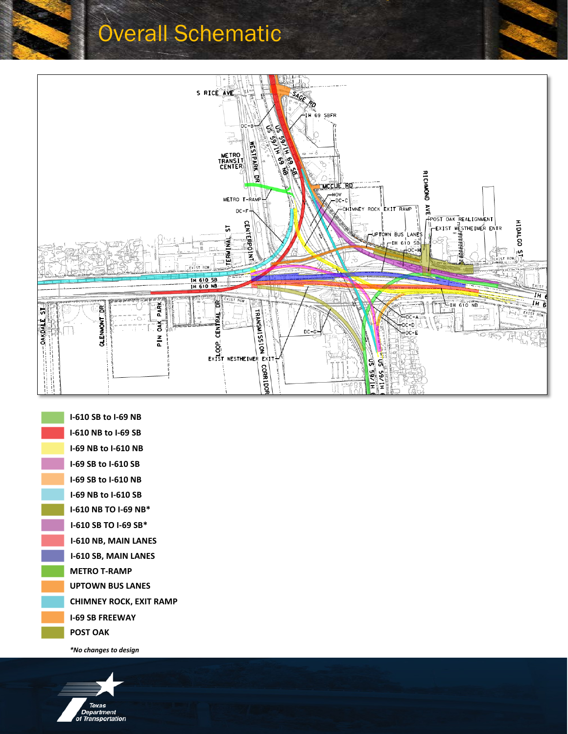# Overall Schematic

S RICE AVE
SAGE RD
IH 69 SBFR
DC-B
US 59/IH 69 SB
US 59/IH 69 NB
WESTPARK DR
METRO TRANSIT CENTER
MCCUE RD
RICHMOND AVE
HOV
DC-C
CHIMNEY ROCK EXIT RAMP
METRO T-RAMP
DC-F
POST OAK REALIGNMENT
EXIST WESTHEIMER ENTR
HIDALGO ST
TERMINAL ST
CENTERPOINT
UPTOWN BUS LANES
IH 610 SB
DC-H
EXIST ROW
IH 610 SB
IH 610 NB
EXIST ROW
IH 610 NB
DC-A
DC-D
DC-E
DC-G
OAKDALE ST
GLENMONT DR
PIN OAK PARK
LOOP CENTRAL DR
TRANSMISSION CORRIDOR
EXIST WESTHEIMER EXIT
US 59/IH 69
US 59/IH 69

- I-610 SB to I-69 NB
- I-610 NB to I-69 SB
- I-69 NB to I-610 NB
- I-69 SB to I-610 SB
- I-69 SB to I-610 NB
- I-69 NB to I-610 SB
- I-610 NB TO I-69 NB*
- I-610 SB TO I-69 SB*
- I-610 NB, MAIN LANES
- I-610 SB, MAIN LANES
- METRO T-RAMP
- UPTOWN BUS LANES
- CHIMNEY ROCK, EXIT RAMP
- I-69 SB FREEWAY
- POST OAK

*\*No changes to design*

Texas Department of Transportation